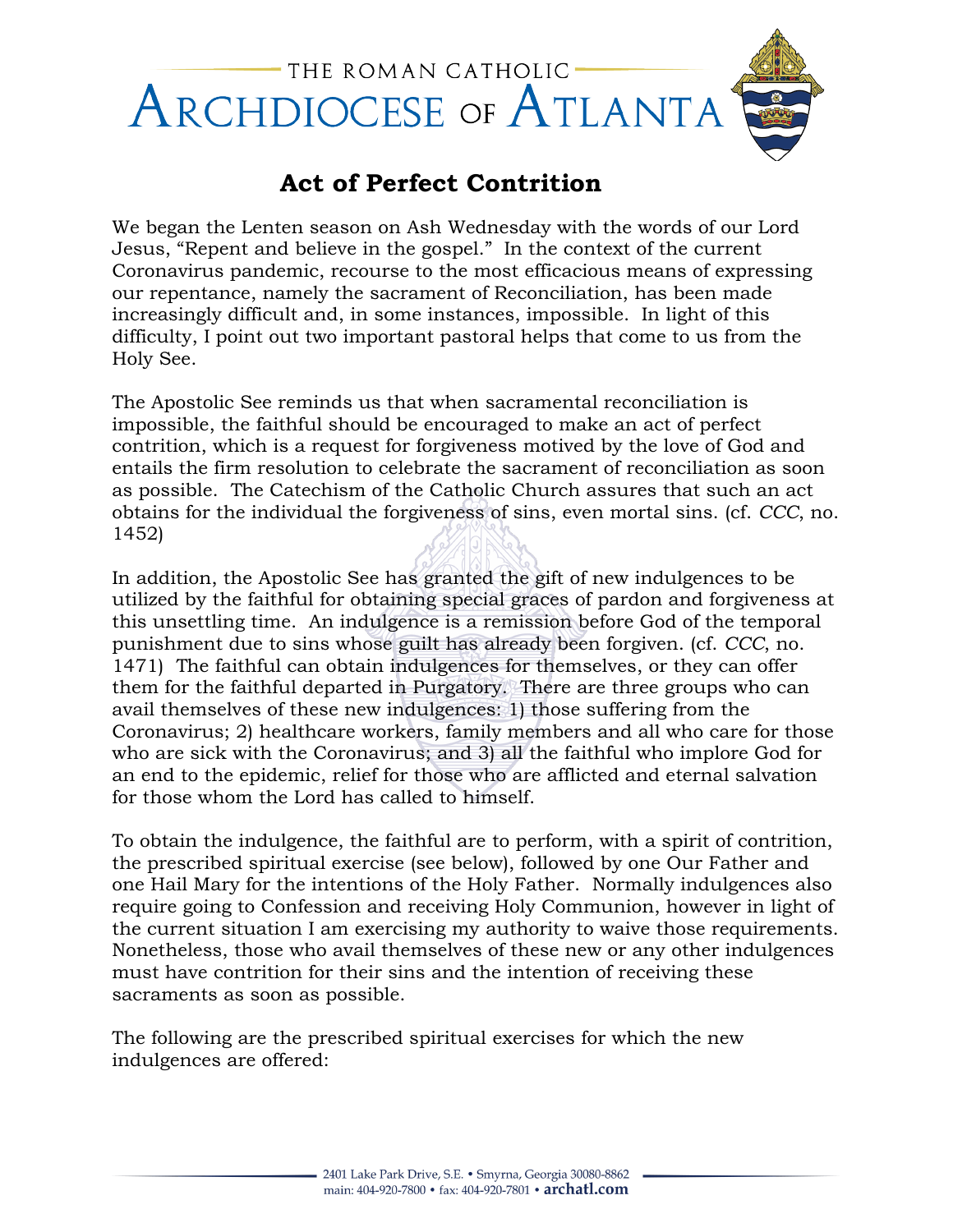THE ROMAN CATHOLIC

# ARCHDIOCESE OF ATLANTA

## Act of Perfect Contrition

We began the Lenten season on Ash Wednesday with the words of our Lord Jesus, "Repent and believe in the gospel." In the context of the current Coronavirus pandemic, recourse to the most efficacious means of expressing our repentance, namely the sacrament of Reconciliation, has been made increasingly difficult and, in some instances, impossible. In light of this difficulty, I point out two important pastoral helps that come to us from the Holy See.

The Apostolic See reminds us that when sacramental reconciliation is impossible, the faithful should be encouraged to make an act of perfect contrition, which is a request for forgiveness motived by the love of God and entails the firm resolution to celebrate the sacrament of reconciliation as soon as possible. The Catechism of the Catholic Church assures that such an act obtains for the individual the forgiveness of sins, even mortal sins. (cf. *CCC*, no. 1452)

In addition, the Apostolic See has granted the gift of new indulgences to be utilized by the faithful for obtaining special graces of pardon and forgiveness at this unsettling time. An indulgence is a remission before God of the temporal punishment due to sins whose guilt has already been forgiven. (cf. *CCC*, no. 1471) The faithful can obtain indulgences for themselves, or they can offer them for the faithful departed in Purgatory. There are three groups who can avail themselves of these new indulgences: 1) those suffering from the Coronavirus; 2) healthcare workers, family members and all who care for those who are sick with the Coronavirus; and 3) all the faithful who implore God for an end to the epidemic, relief for those who are afflicted and eternal salvation for those whom the Lord has called to himself.

To obtain the indulgence, the faithful are to perform, with a spirit of contrition, the prescribed spiritual exercise (see below), followed by one Our Father and one Hail Mary for the intentions of the Holy Father. Normally indulgences also require going to Confession and receiving Holy Communion, however in light of the current situation I am exercising my authority to waive those requirements. Nonetheless, those who avail themselves of these new or any other indulgences must have contrition for their sins and the intention of receiving these sacraments as soon as possible.

The following are the prescribed spiritual exercises for which the new indulgences are offered: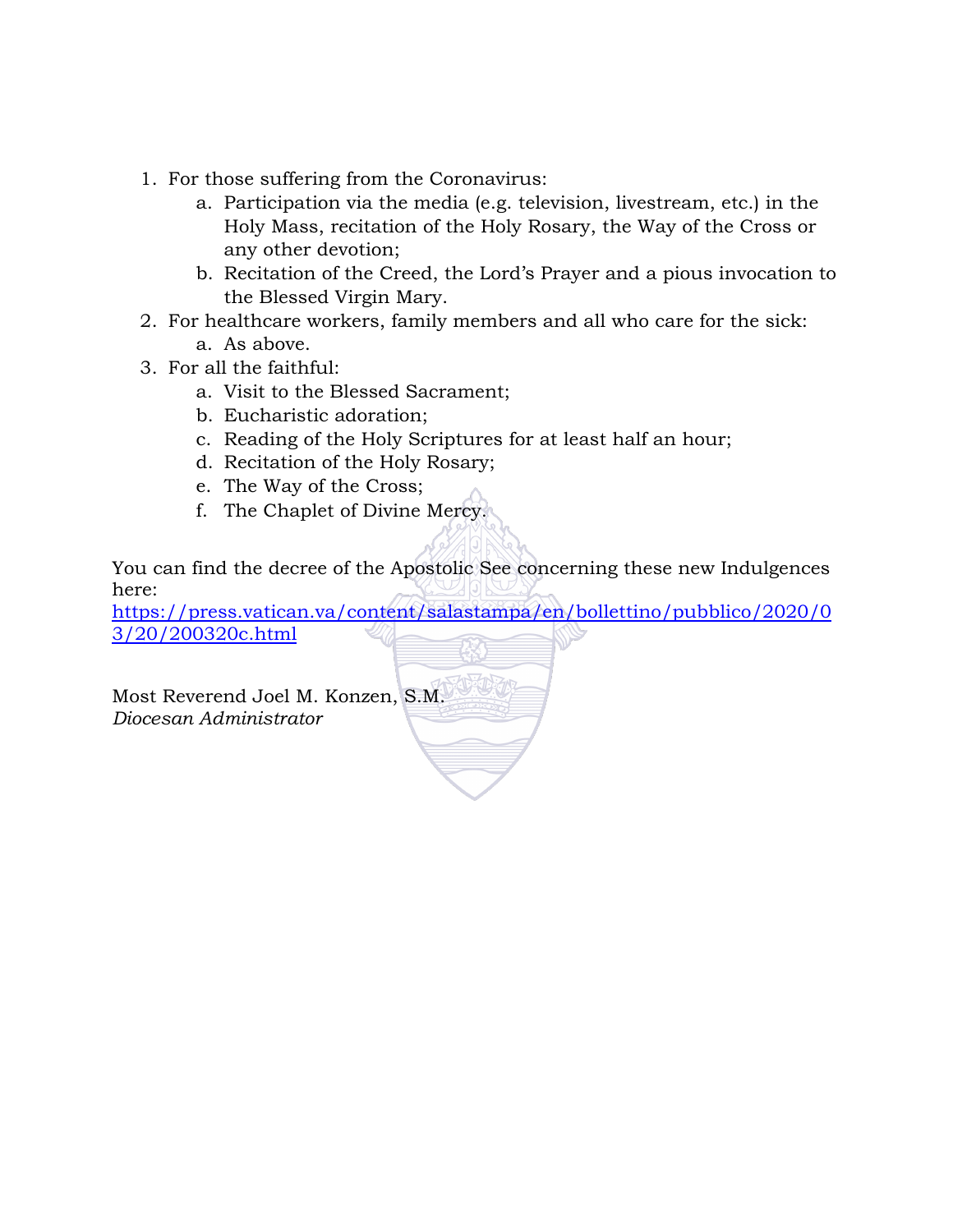1. For those suffering from the Coronavirus:
    a. Participation via the media (e.g. television, livestream, etc.) in the Holy Mass, recitation of the Holy Rosary, the Way of the Cross or any other devotion;
    b. Recitation of the Creed, the Lord's Prayer and a pious invocation to the Blessed Virgin Mary.
2. For healthcare workers, family members and all who care for the sick:
    a. As above.
3. For all the faithful:
    a. Visit to the Blessed Sacrament;
    b. Eucharistic adoration;
    c. Reading of the Holy Scriptures for at least half an hour;
    d. Recitation of the Holy Rosary;
    e. The Way of the Cross;
    f. The Chaplet of Divine Mercy.

You can find the decree of the Apostolic See concerning these new Indulgences here:
[https://press.vatican.va/content/salastampa/en/bollettino/pubblico/2020/03/20/200320c.html](https://press.vatican.va/content/salastampa/en/bollettino/pubblico/2020/03/20/200320c.html)

Most Reverend Joel M. Konzen, S.M.
*Diocesan Administrator*